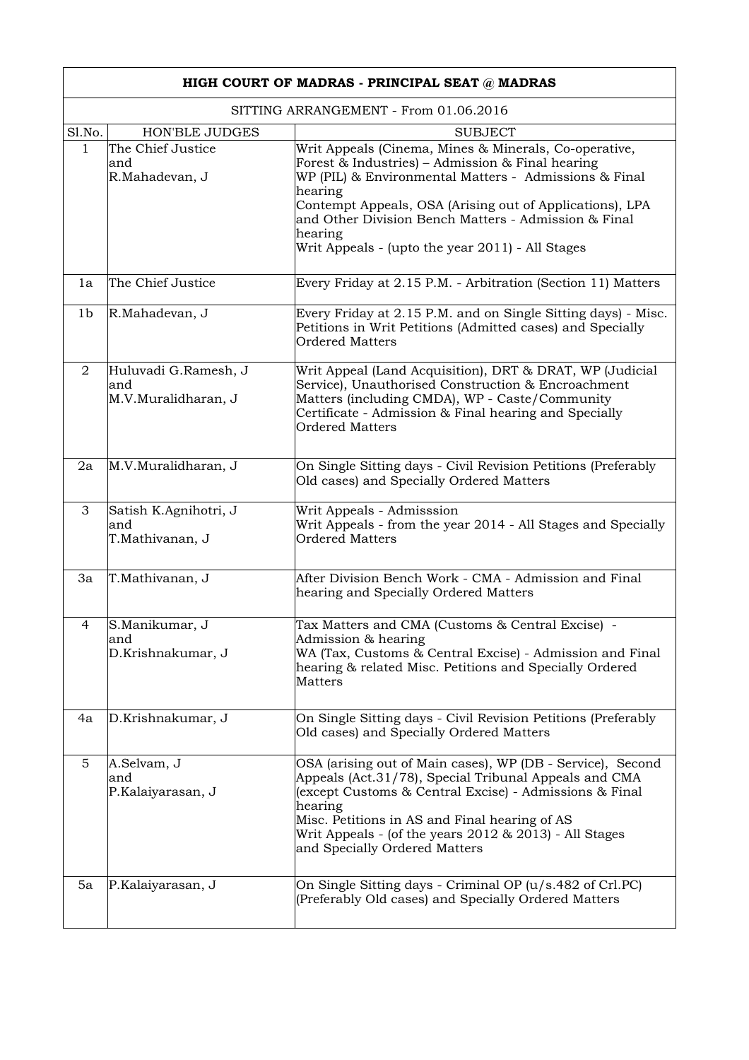# HIGH COURT OF MADRAS - PRINCIPAL SEAT @ MADRAS

SITTING ARRANGEMENT - From 01.06.2016

| Sl.No. | HON'BLE JUDGES | SUBJECT |
|---|---|---|
| 1 | The Chief Justice and R.Mahadevan, J | Writ Appeals (Cinema, Mines & Minerals, Co-operative, Forest & Industries) – Admission & Final hearing<br>WP (PIL) & Environmental Matters - Admissions & Final hearing<br>Contempt Appeals, OSA (Arising out of Applications), LPA and Other Division Bench Matters - Admission & Final hearing<br>Writ Appeals - (upto the year 2011) - All Stages |
| 1a | The Chief Justice | Every Friday at 2.15 P.M. - Arbitration (Section 11) Matters |
| 1b | R.Mahadevan, J | Every Friday at 2.15 P.M. and on Single Sitting days) - Misc. Petitions in Writ Petitions (Admitted cases) and Specially Ordered Matters |
| 2 | Huluvadi G.Ramesh, J and M.V.Muralidharan, J | Writ Appeal (Land Acquisition), DRT & DRAT, WP (Judicial Service), Unauthorised Construction & Encroachment Matters (including CMDA), WP - Caste/Community Certificate - Admission & Final hearing and Specially Ordered Matters |
| 2a | M.V.Muralidharan, J | On Single Sitting days - Civil Revision Petitions (Preferably Old cases) and Specially Ordered Matters |
| 3 | Satish K.Agnihotri, J and T.Mathivanan, J | Writ Appeals - Admisssion<br>Writ Appeals - from the year 2014 - All Stages and Specially Ordered Matters |
| 3a | T.Mathivanan, J | After Division Bench Work - CMA - Admission and Final hearing and Specially Ordered Matters |
| 4 | S.Manikumar, J and D.Krishnakumar, J | Tax Matters and CMA (Customs & Central Excise) - Admission & hearing<br>WA (Tax, Customs & Central Excise) - Admission and Final hearing & related Misc. Petitions and Specially Ordered Matters |
| 4a | D.Krishnakumar, J | On Single Sitting days - Civil Revision Petitions (Preferably Old cases) and Specially Ordered Matters |
| 5 | A.Selvam, J and P.Kalaiyarasan, J | OSA (arising out of Main cases), WP (DB - Service), Second Appeals (Act.31/78), Special Tribunal Appeals and CMA (except Customs & Central Excise) - Admissions & Final hearing<br>Misc. Petitions in AS and Final hearing of AS<br>Writ Appeals - (of the years 2012 & 2013) - All Stages and Specially Ordered Matters |
| 5a | P.Kalaiyarasan, J | On Single Sitting days - Criminal OP (u/s.482 of Crl.PC) (Preferably Old cases) and Specially Ordered Matters |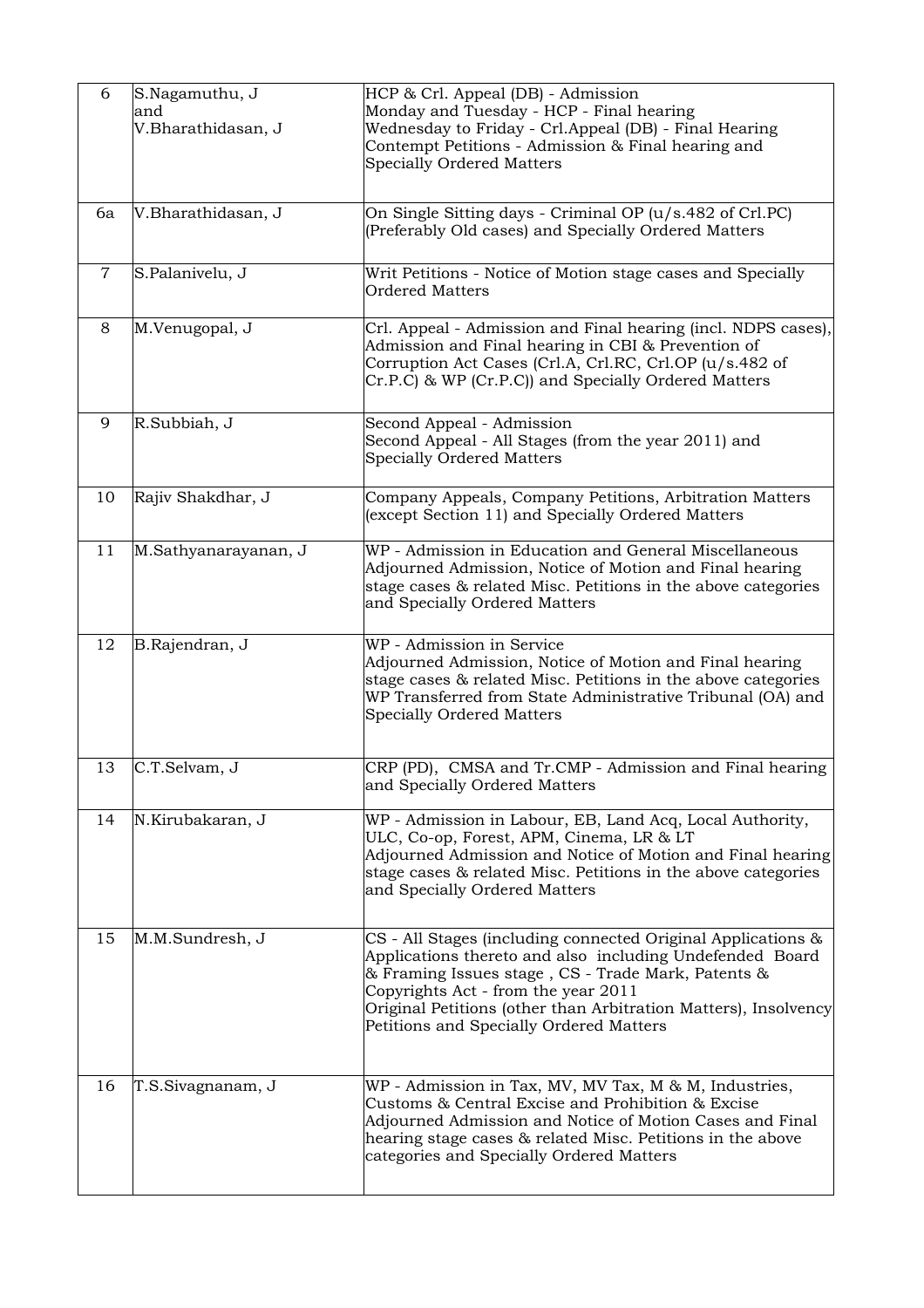| 6 | S.Nagamuthu, J<br>and<br>V.Bharathidasan, J | HCP & Crl. Appeal (DB) - Admission<br>Monday and Tuesday - HCP - Final hearing<br>Wednesday to Friday - Crl.Appeal (DB) - Final Hearing<br>Contempt Petitions - Admission & Final hearing and Specially Ordered Matters |
|---|---|---|
| 6a | V.Bharathidasan, J | On Single Sitting days - Criminal OP (u/s.482 of Crl.PC) (Preferably Old cases) and Specially Ordered Matters |
| 7 | S.Palanivelu, J | Writ Petitions - Notice of Motion stage cases and Specially Ordered Matters |
| 8 | M.Venugopal, J | Crl. Appeal - Admission and Final hearing (incl. NDPS cases), Admission and Final hearing in CBI & Prevention of Corruption Act Cases (Crl.A, Crl.RC, Crl.OP (u/s.482 of Cr.P.C) & WP (Cr.P.C)) and Specially Ordered Matters |
| 9 | R.Subbiah, J | Second Appeal - Admission<br>Second Appeal - All Stages (from the year 2011) and Specially Ordered Matters |
| 10 | Rajiv Shakdhar, J | Company Appeals, Company Petitions, Arbitration Matters (except Section 11) and Specially Ordered Matters |
| 11 | M.Sathyanarayanan, J | WP - Admission in Education and General Miscellaneous<br>Adjourned Admission, Notice of Motion and Final hearing stage cases & related Misc. Petitions in the above categories and Specially Ordered Matters |
| 12 | B.Rajendran, J | WP - Admission in Service<br>Adjourned Admission, Notice of Motion and Final hearing stage cases & related Misc. Petitions in the above categories<br>WP Transferred from State Administrative Tribunal (OA) and Specially Ordered Matters |
| 13 | C.T.Selvam, J | CRP (PD), CMSA and Tr.CMP - Admission and Final hearing and Specially Ordered Matters |
| 14 | N.Kirubakaran, J | WP - Admission in Labour, EB, Land Acq, Local Authority, ULC, Co-op, Forest, APM, Cinema, LR & LT<br>Adjourned Admission and Notice of Motion and Final hearing stage cases & related Misc. Petitions in the above categories and Specially Ordered Matters |
| 15 | M.M.Sundresh, J | CS - All Stages (including connected Original Applications & Applications thereto and also including Undefended Board & Framing Issues stage , CS - Trade Mark, Patents & Copyrights Act - from the year 2011<br>Original Petitions (other than Arbitration Matters), Insolvency Petitions and Specially Ordered Matters |
| 16 | T.S.Sivagnanam, J | WP - Admission in Tax, MV, MV Tax, M & M, Industries, Customs & Central Excise and Prohibition & Excise<br>Adjourned Admission and Notice of Motion Cases and Final hearing stage cases & related Misc. Petitions in the above categories and Specially Ordered Matters |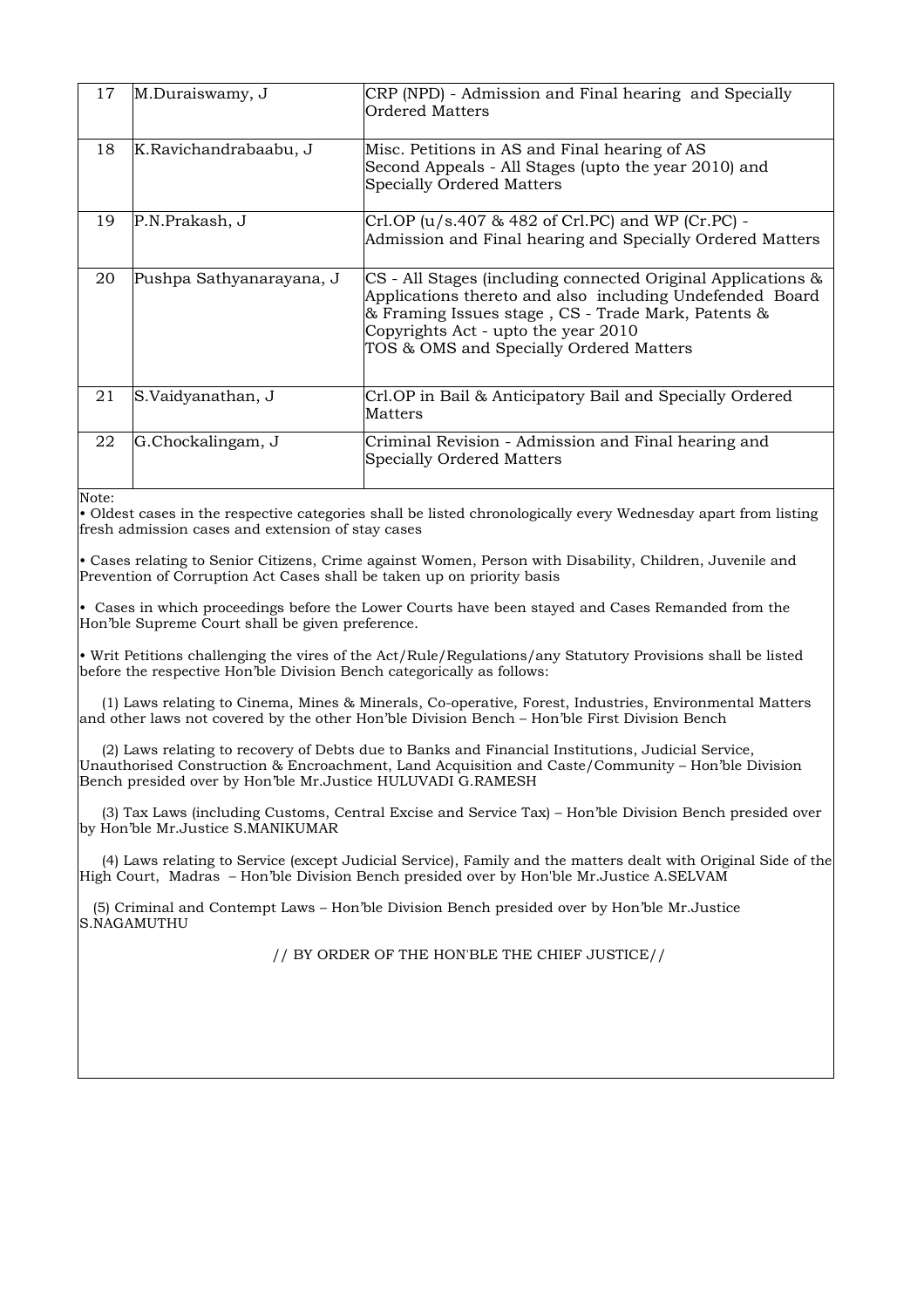| | | |
|---|---|---|
| 17 | M.Duraiswamy, J | CRP (NPD) - Admission and Final hearing and Specially Ordered Matters |
| 18 | K.Ravichandrabaabu, J | Misc. Petitions in AS and Final hearing of AS<br>Second Appeals - All Stages (upto the year 2010) and Specially Ordered Matters |
| 19 | P.N.Prakash, J | Crl.OP (u/s.407 & 482 of Crl.PC) and WP (Cr.PC) - Admission and Final hearing and Specially Ordered Matters |
| 20 | Pushpa Sathyanarayana, J | CS - All Stages (including connected Original Applications & Applications thereto and also including Undefended Board & Framing Issues stage , CS - Trade Mark, Patents & Copyrights Act - upto the year 2010<br>TOS & OMS and Specially Ordered Matters |
| 21 | S.Vaidyanathan, J | Crl.OP in Bail & Anticipatory Bail and Specially Ordered Matters |
| 22 | G.Chockalingam, J | Criminal Revision - Admission and Final hearing and Specially Ordered Matters |

Note:

• Oldest cases in the respective categories shall be listed chronologically every Wednesday apart from listing fresh admission cases and extension of stay cases

• Cases relating to Senior Citizens, Crime against Women, Person with Disability, Children, Juvenile and Prevention of Corruption Act Cases shall be taken up on priority basis

• Cases in which proceedings before the Lower Courts have been stayed and Cases Remanded from the Hon'ble Supreme Court shall be given preference.

• Writ Petitions challenging the vires of the Act/Rule/Regulations/any Statutory Provisions shall be listed before the respective Hon'ble Division Bench categorically as follows:

(1) Laws relating to Cinema, Mines & Minerals, Co-operative, Forest, Industries, Environmental Matters and other laws not covered by the other Hon'ble Division Bench – Hon'ble First Division Bench

(2) Laws relating to recovery of Debts due to Banks and Financial Institutions, Judicial Service, Unauthorised Construction & Encroachment, Land Acquisition and Caste/Community – Hon'ble Division Bench presided over by Hon'ble Mr.Justice HULUVADI G.RAMESH

(3) Tax Laws (including Customs, Central Excise and Service Tax) – Hon'ble Division Bench presided over by Hon'ble Mr.Justice S.MANIKUMAR

(4) Laws relating to Service (except Judicial Service), Family and the matters dealt with Original Side of the High Court, Madras – Hon'ble Division Bench presided over by Hon'ble Mr.Justice A.SELVAM

(5) Criminal and Contempt Laws – Hon'ble Division Bench presided over by Hon'ble Mr.Justice S.NAGAMUTHU

// BY ORDER OF THE HON'BLE THE CHIEF JUSTICE//